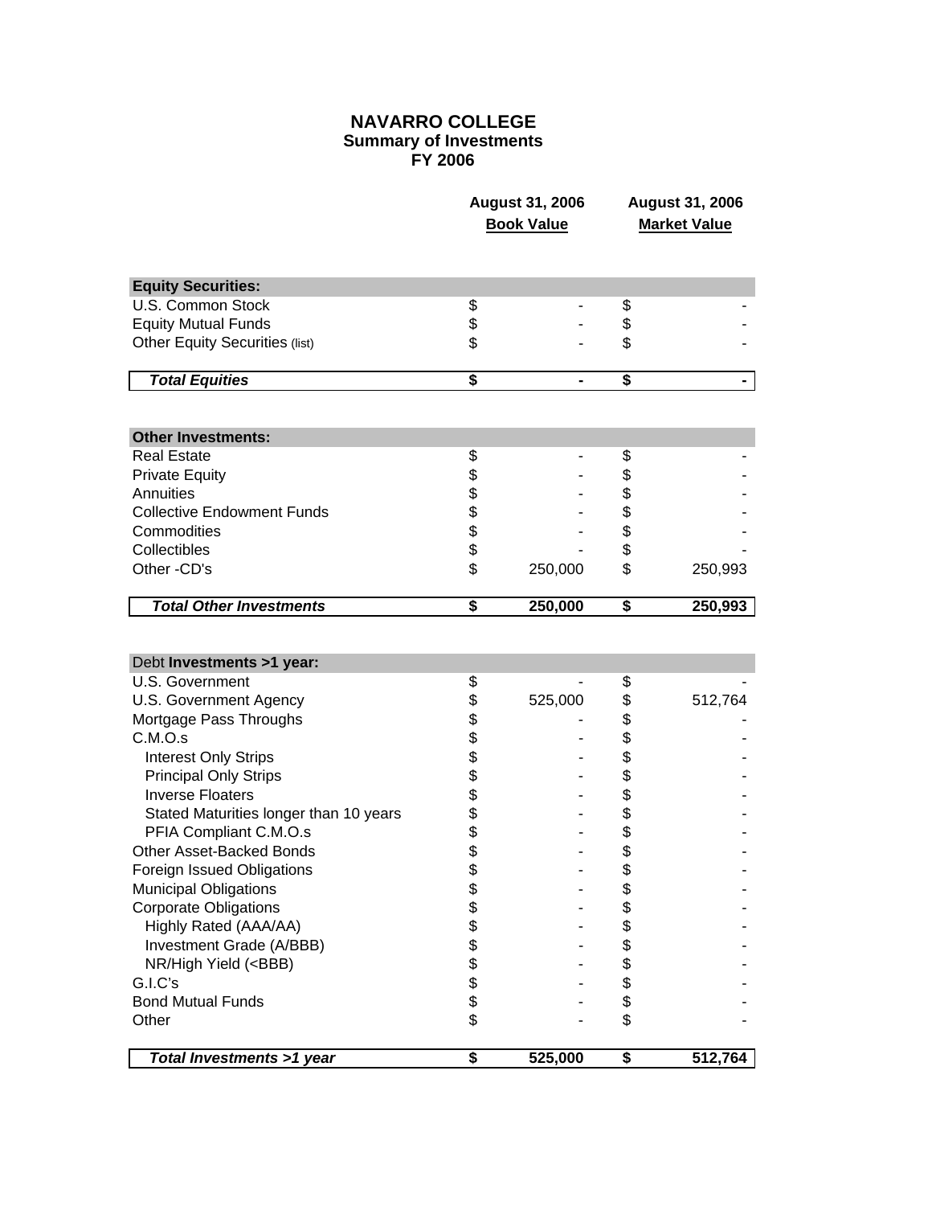# NAVARRO COLLEGE
## Summary of Investments
## FY 2006

| | August 31, 2006 Book Value | August 31, 2006 Market Value |
|---|---|---|
| **Equity Securities:** | | |
| U.S. Common Stock | $ - | $ - |
| Equity Mutual Funds | $ - | $ - |
| Other Equity Securities (list) | $ - | $ - |
| ***Total Equities*** | **$ -** | **$ -** |
| **Other Investments:** | | |
| Real Estate | $ - | $ - |
| Private Equity | $ - | $ - |
| Annuities | $ - | $ - |
| Collective Endowment Funds | $ - | $ - |
| Commodities | $ - | $ - |
| Collectibles | $ - | $ - |
| Other -CD's | $ 250,000 | $ 250,993 |
| ***Total Other Investments*** | **$ 250,000** | **$ 250,993** |
| Debt **Investments >1 year:** | | |
| U.S. Government | $ - | $ - |
| U.S. Government Agency | $ 525,000 | $ 512,764 |
| Mortgage Pass Throughs | $ - | $ - |
| C.M.O.s | $ - | $ - |
| Interest Only Strips | $ - | $ - |
| Principal Only Strips | $ - | $ - |
| Inverse Floaters | $ - | $ - |
| Stated Maturities longer than 10 years | $ - | $ - |
| PFIA Compliant C.M.O.s | $ - | $ - |
| Other Asset-Backed Bonds | $ - | $ - |
| Foreign Issued Obligations | $ - | $ - |
| Municipal Obligations | $ - | $ - |
| Corporate Obligations | $ - | $ - |
| Highly Rated (AAA/AA) | $ - | $ - |
| Investment Grade (A/BBB) | $ - | $ - |
| NR/High Yield (<BBB) | $ - | $ - |
| G.I.C's | $ - | $ - |
| Bond Mutual Funds | $ - | $ - |
| Other | $ - | $ - |
| ***Total Investments >1 year*** | **$ 525,000** | **$ 512,764** |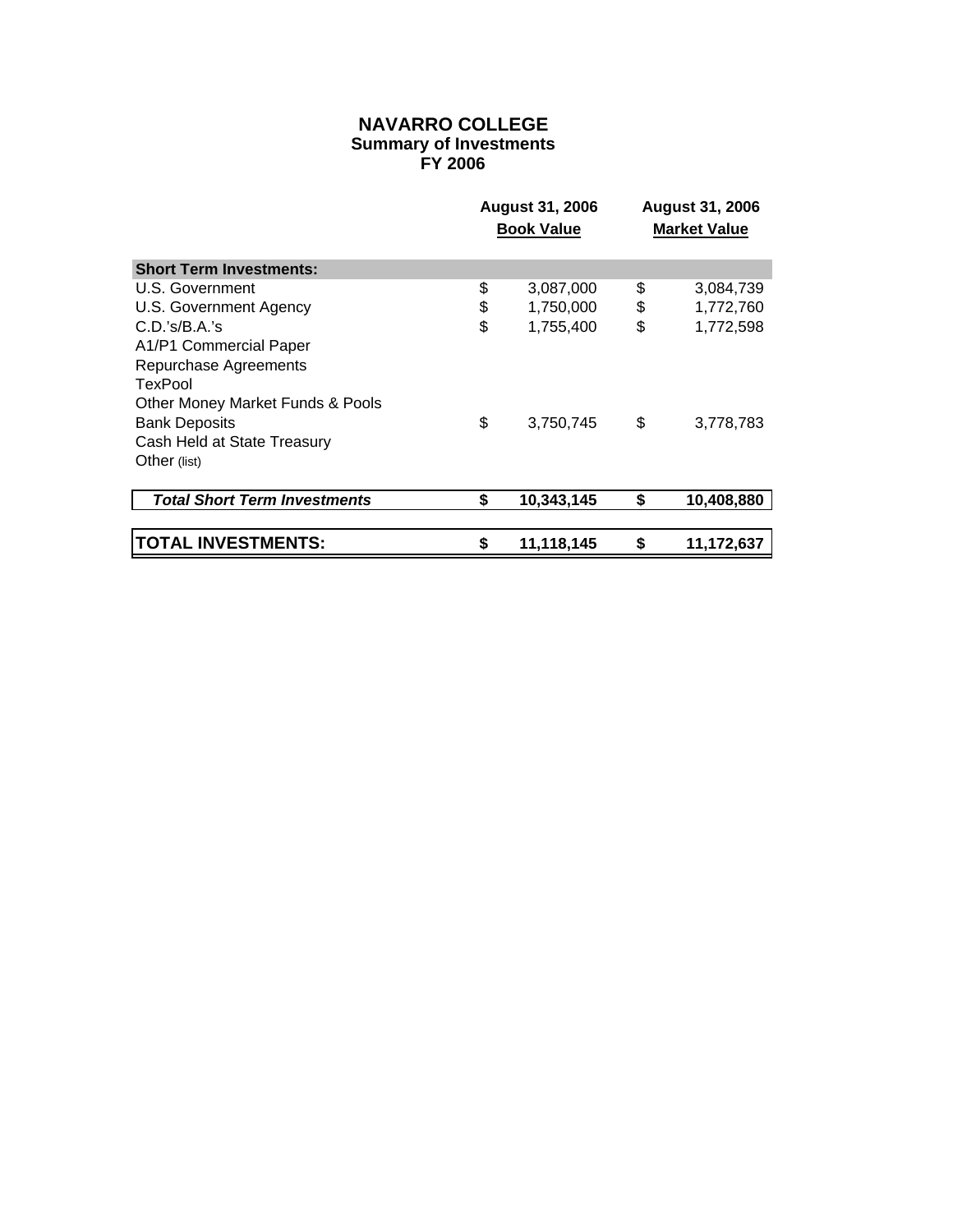# NAVARRO COLLEGE
## Summary of Investments
## FY 2006

| | August 31, 2006 Book Value | August 31, 2006 Market Value |
|---|---|---|
| **Short Term Investments:** | | |
| U.S. Government | $ 3,087,000 | $ 3,084,739 |
| U.S. Government Agency | $ 1,750,000 | $ 1,772,760 |
| C.D.'s/B.A.'s | $ 1,755,400 | $ 1,772,598 |
| A1/P1 Commercial Paper | | |
| Repurchase Agreements | | |
| TexPool | | |
| Other Money Market Funds & Pools | | |
| Bank Deposits | $ 3,750,745 | $ 3,778,783 |
| Cash Held at State Treasury | | |
| Other (list) | | |
| ***Total Short Term Investments*** | **$ 10,343,145** | **$ 10,408,880** |
| **TOTAL INVESTMENTS:** | **$ 11,118,145** | **$ 11,172,637** |